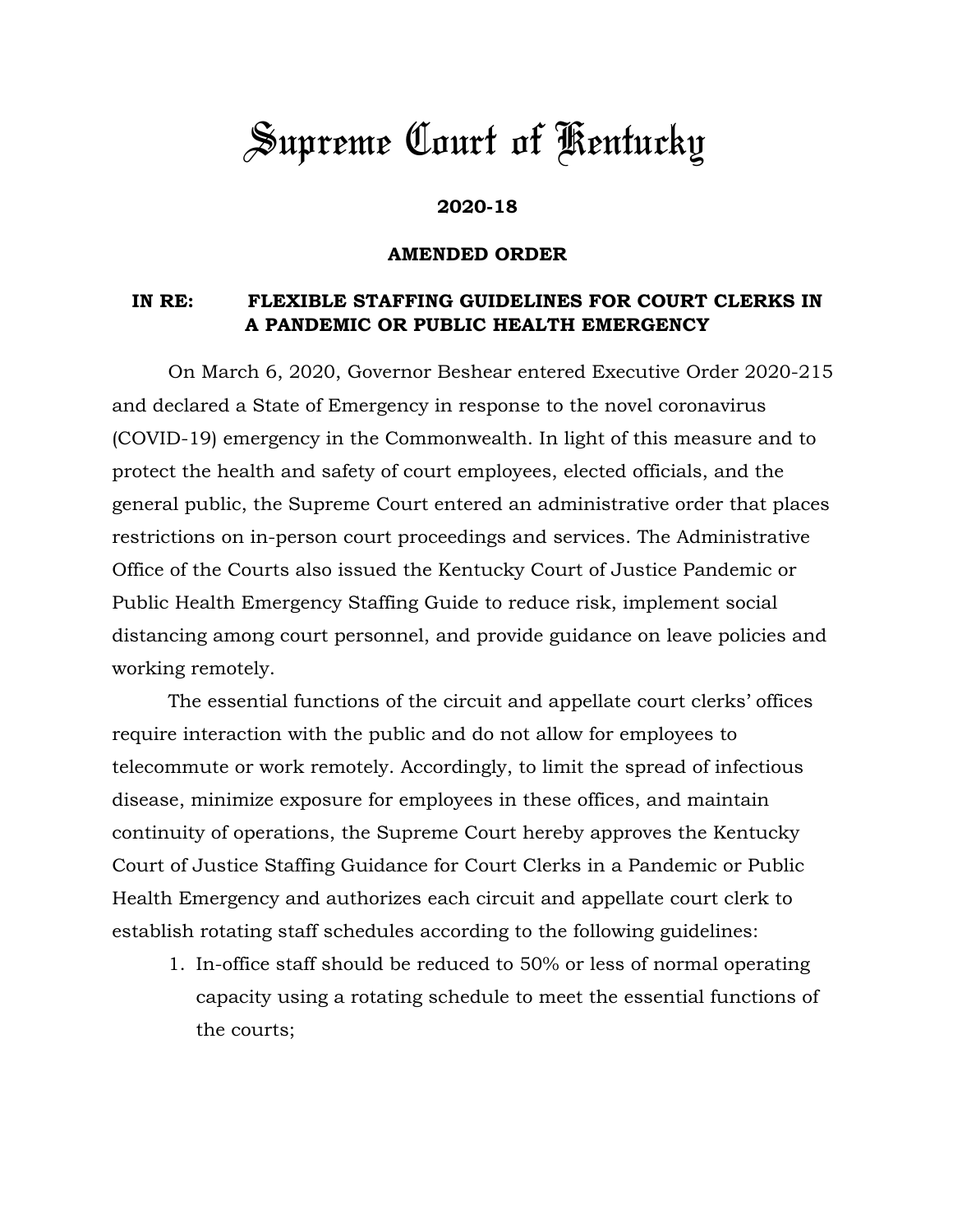# Supreme Court of Kentucky

**2020-18**

**AMENDED ORDER**

**IN RE: FLEXIBLE STAFFING GUIDELINES FOR COURT CLERKS IN A PANDEMIC OR PUBLIC HEALTH EMERGENCY**

On March 6, 2020, Governor Beshear entered Executive Order 2020-215 and declared a State of Emergency in response to the novel coronavirus (COVID-19) emergency in the Commonwealth. In light of this measure and to protect the health and safety of court employees, elected officials, and the general public, the Supreme Court entered an administrative order that places restrictions on in-person court proceedings and services. The Administrative Office of the Courts also issued the Kentucky Court of Justice Pandemic or Public Health Emergency Staffing Guide to reduce risk, implement social distancing among court personnel, and provide guidance on leave policies and working remotely.

The essential functions of the circuit and appellate court clerks' offices require interaction with the public and do not allow for employees to telecommute or work remotely. Accordingly, to limit the spread of infectious disease, minimize exposure for employees in these offices, and maintain continuity of operations, the Supreme Court hereby approves the Kentucky Court of Justice Staffing Guidance for Court Clerks in a Pandemic or Public Health Emergency and authorizes each circuit and appellate court clerk to establish rotating staff schedules according to the following guidelines:

1. In-office staff should be reduced to 50% or less of normal operating capacity using a rotating schedule to meet the essential functions of the courts;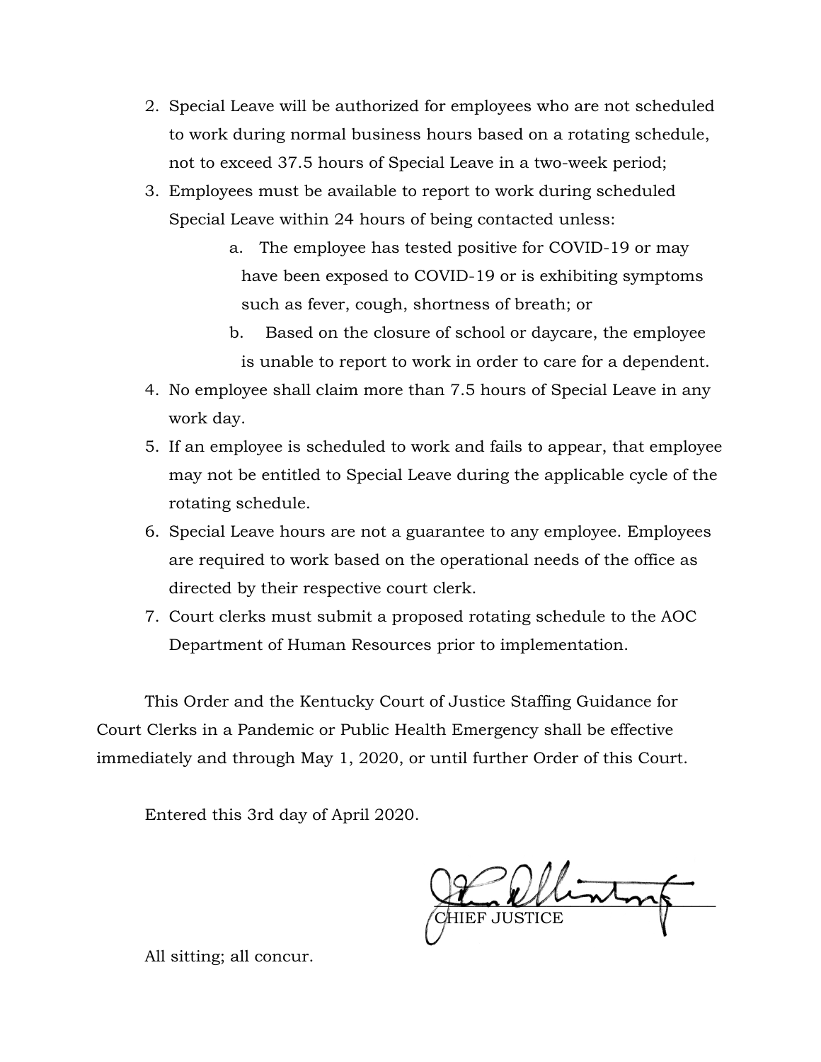2. Special Leave will be authorized for employees who are not scheduled to work during normal business hours based on a rotating schedule, not to exceed 37.5 hours of Special Leave in a two-week period;
3. Employees must be available to report to work during scheduled Special Leave within 24 hours of being contacted unless:
    a. The employee has tested positive for COVID-19 or may have been exposed to COVID-19 or is exhibiting symptoms such as fever, cough, shortness of breath; or
    b. Based on the closure of school or daycare, the employee is unable to report to work in order to care for a dependent.
4. No employee shall claim more than 7.5 hours of Special Leave in any work day.
5. If an employee is scheduled to work and fails to appear, that employee may not be entitled to Special Leave during the applicable cycle of the rotating schedule.
6. Special Leave hours are not a guarantee to any employee. Employees are required to work based on the operational needs of the office as directed by their respective court clerk.
7. Court clerks must submit a proposed rotating schedule to the AOC Department of Human Resources prior to implementation.

This Order and the Kentucky Court of Justice Staffing Guidance for Court Clerks in a Pandemic or Public Health Emergency shall be effective immediately and through May 1, 2020, or until further Order of this Court.

Entered this 3rd day of April 2020.

CHIEF JUSTICE

All sitting; all concur.